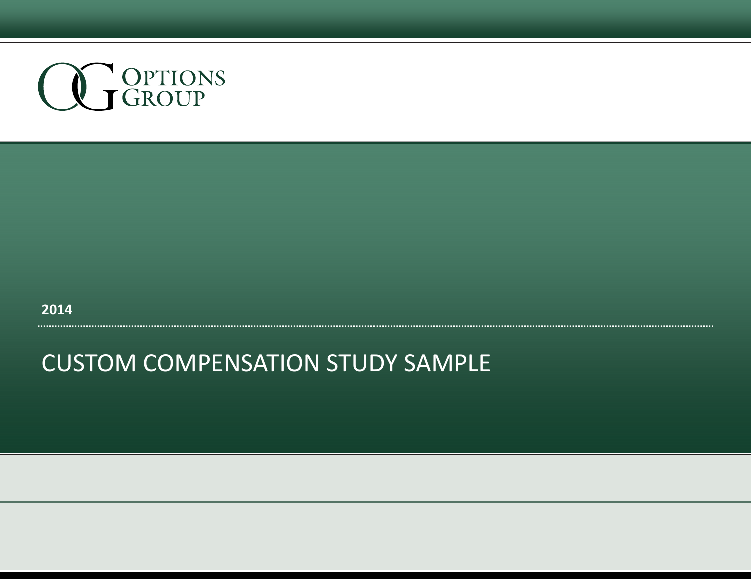OPTIONS GROUP

2014

# CUSTOM COMPENSATION STUDY SAMPLE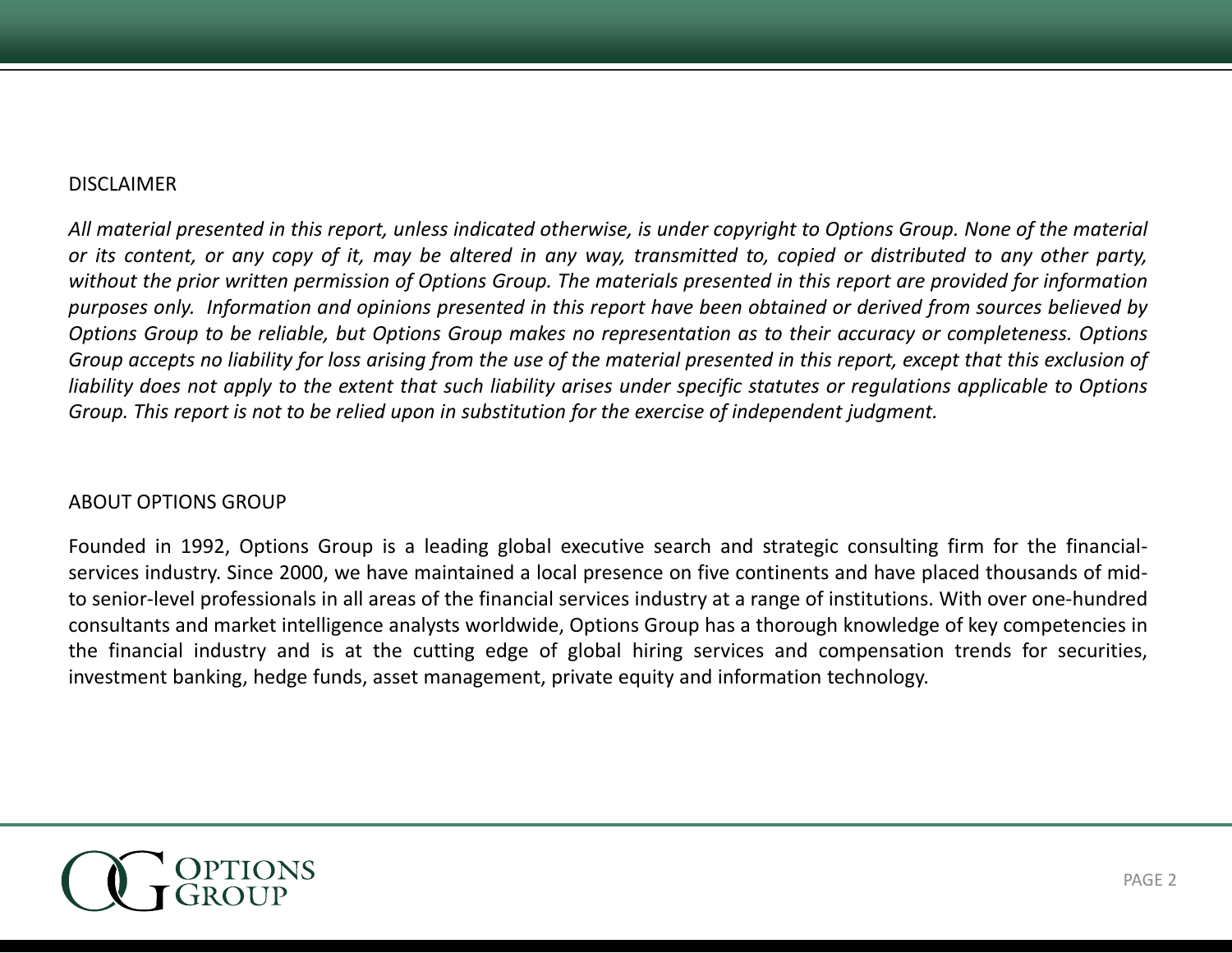## DISCLAIMER

*All material presented in this report, unless indicated otherwise, is under copyright to Options Group. None of the material or its content, or any copy of it, may be altered in any way, transmitted to, copied or distributed to any other party, without the prior written permission of Options Group. The materials presented in this report are provided for information purposes only. Information and opinions presented in this report have been obtained or derived from sources believed by Options Group to be reliable, but Options Group makes no representation as to their accuracy or completeness. Options Group accepts no liability for loss arising from the use of the material presented in this report, except that this exclusion of liability does not apply to the extent that such liability arises under specific statutes or regulations applicable to Options Group. This report is not to be relied upon in substitution for the exercise of independent judgment.*

## ABOUT OPTIONS GROUP

Founded in 1992, Options Group is a leading global executive search and strategic consulting firm for the financial-services industry. Since 2000, we have maintained a local presence on five continents and have placed thousands of mid- to senior-level professionals in all areas of the financial services industry at a range of institutions. With over one-hundred consultants and market intelligence analysts worldwide, Options Group has a thorough knowledge of key competencies in the financial industry and is at the cutting edge of global hiring services and compensation trends for securities, investment banking, hedge funds, asset management, private equity and information technology.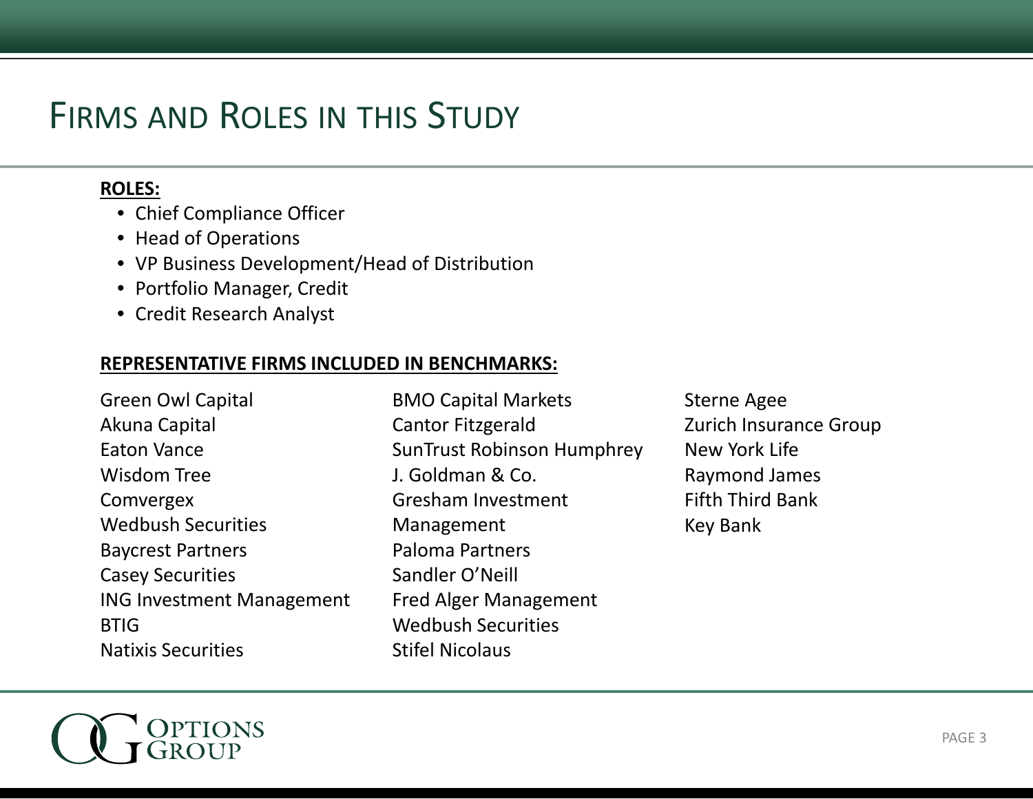# Firms and Roles in this Study

**ROLES:**

- Chief Compliance Officer
- Head of Operations
- VP Business Development/Head of Distribution
- Portfolio Manager, Credit
- Credit Research Analyst

**REPRESENTATIVE FIRMS INCLUDED IN BENCHMARKS:**

Green Owl Capital
Akuna Capital
Eaton Vance
Wisdom Tree
Comvergex
Wedbush Securities
Baycrest Partners
Casey Securities
ING Investment Management
BTIG
Natixis Securities
BMO Capital Markets
Cantor Fitzgerald
SunTrust Robinson Humphrey
J. Goldman & Co.
Gresham Investment Management
Paloma Partners
Sandler O'Neill
Fred Alger Management
Wedbush Securities
Stifel Nicolaus
Sterne Agee
Zurich Insurance Group
New York Life
Raymond James
Fifth Third Bank
Key Bank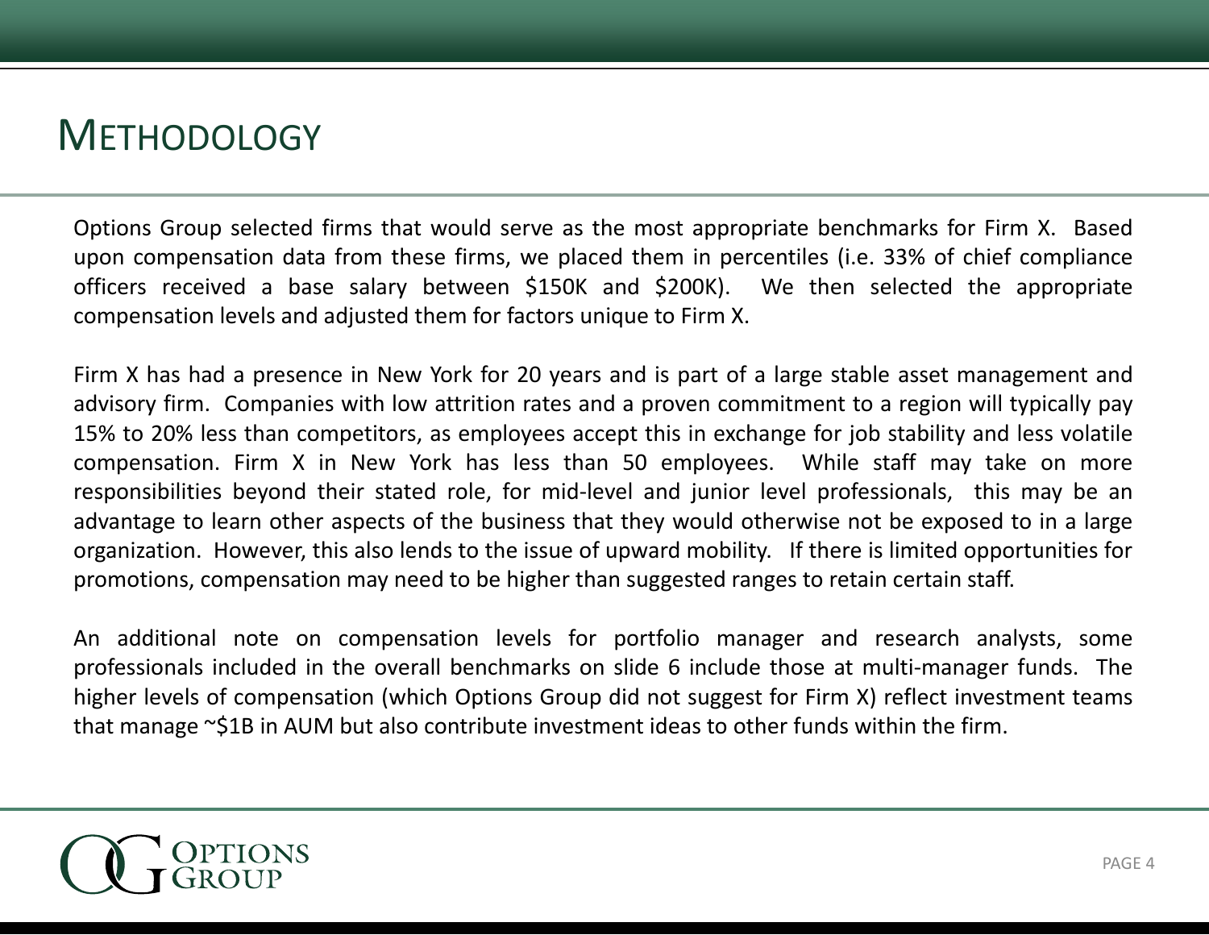# METHODOLOGY

Options Group selected firms that would serve as the most appropriate benchmarks for Firm X. Based upon compensation data from these firms, we placed them in percentiles (i.e. 33% of chief compliance officers received a base salary between $150K and $200K). We then selected the appropriate compensation levels and adjusted them for factors unique to Firm X.

Firm X has had a presence in New York for 20 years and is part of a large stable asset management and advisory firm. Companies with low attrition rates and a proven commitment to a region will typically pay 15% to 20% less than competitors, as employees accept this in exchange for job stability and less volatile compensation. Firm X in New York has less than 50 employees. While staff may take on more responsibilities beyond their stated role, for mid-level and junior level professionals, this may be an advantage to learn other aspects of the business that they would otherwise not be exposed to in a large organization. However, this also lends to the issue of upward mobility. If there is limited opportunities for promotions, compensation may need to be higher than suggested ranges to retain certain staff.

An additional note on compensation levels for portfolio manager and research analysts, some professionals included in the overall benchmarks on slide 6 include those at multi-manager funds. The higher levels of compensation (which Options Group did not suggest for Firm X) reflect investment teams that manage ~$1B in AUM but also contribute investment ideas to other funds within the firm.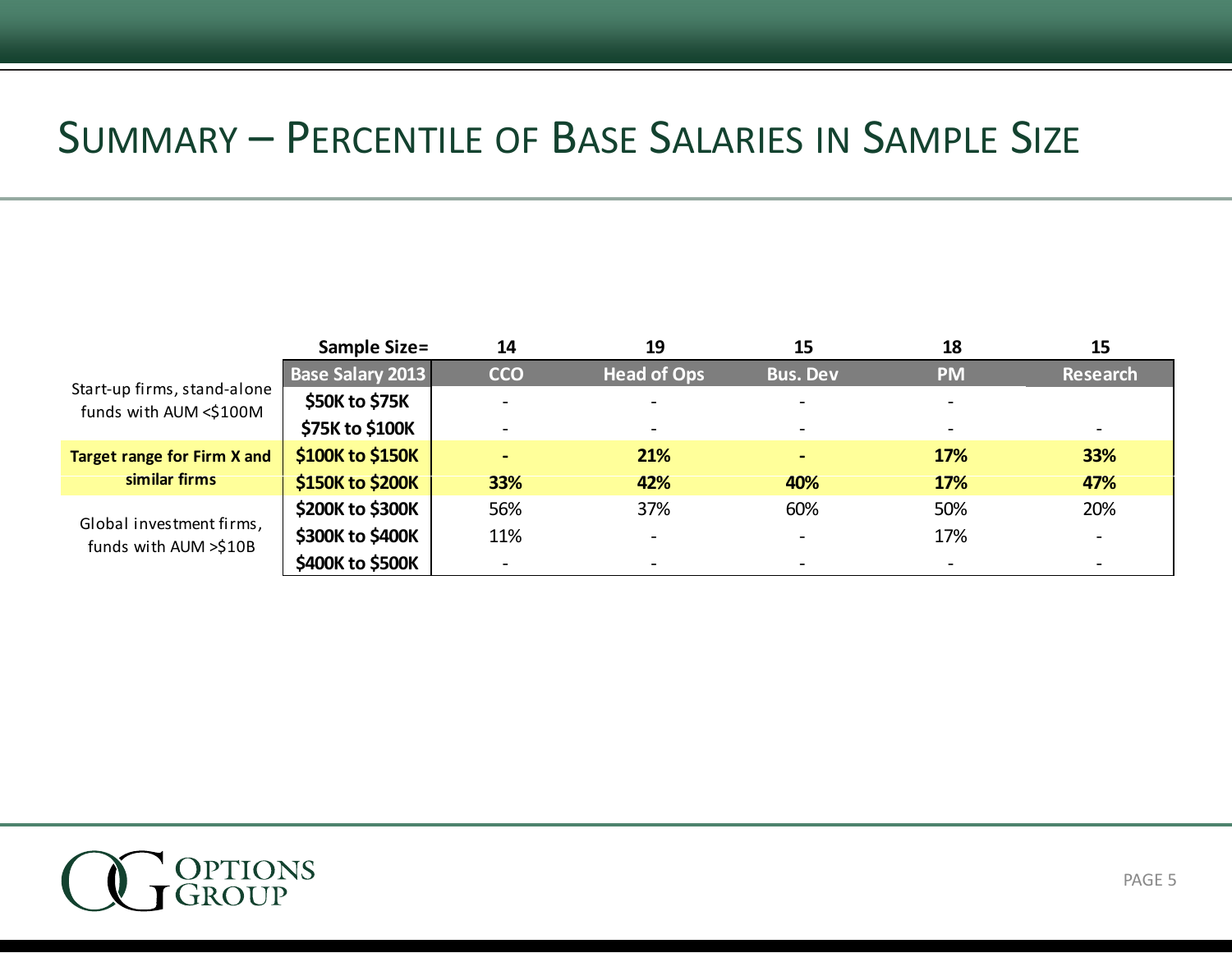# Summary – Percentile of Base Salaries in Sample Size

| | Sample Size= | 14 | 19 | 15 | 18 | 15 |
|---|---|---|---|---|---|---|
| | **Base Salary 2013** | **CCO** | **Head of Ops** | **Bus. Dev** | **PM** | **Research** |
| Start-up firms, stand-alone funds with AUM <$100M | **$50K to $75K** | - | - | - | - | |
| | **$75K to $100K** | - | - | - | - | - |
| **Target range for Firm X and similar firms** | **$100K to $150K** | **-** | **21%** | **-** | **17%** | **33%** |
| | **$150K to $200K** | **33%** | **42%** | **40%** | **17%** | **47%** |
| Global investment firms, funds with AUM >$10B | **$200K to $300K** | 56% | 37% | 60% | 50% | 20% |
| | **$300K to $400K** | 11% | - | - | 17% | - |
| | **$400K to $500K** | - | - | - | - | - |

Options Group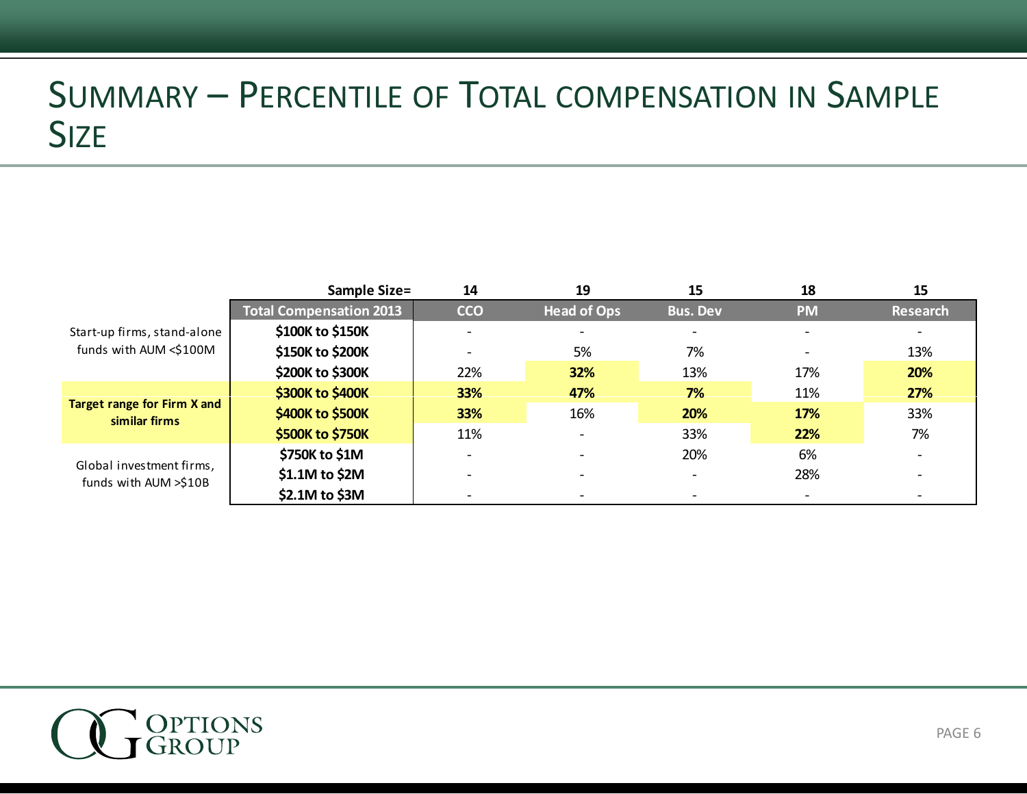# SUMMARY – PERCENTILE OF TOTAL COMPENSATION IN SAMPLE SIZE

| | Sample Size= | 14 | 19 | 15 | 18 | 15 |
|---|---|---|---|---|---|---|
| | **Total Compensation 2013** | **CCO** | **Head of Ops** | **Bus. Dev** | **PM** | **Research** |
| Start-up firms, stand-alone funds with AUM <$100M | **$100K to $150K** | - | - | - | - | - |
| | **$150K to $200K** | - | 5% | 7% | - | 13% |
| | **$200K to $300K** | 22% | **32%** | 13% | 17% | **20%** |
| **Target range for Firm X and similar firms** | **$300K to $400K** | **33%** | **47%** | **7%** | 11% | **27%** |
| | **$400K to $500K** | **33%** | 16% | **20%** | **17%** | 33% |
| | **$500K to $750K** | 11% | - | 33% | **22%** | 7% |
| Global investment firms, funds with AUM >$10B | **$750K to $1M** | - | - | 20% | 6% | - |
| | **$1.1M to $2M** | - | - | - | 28% | - |
| | **$2.1M to $3M** | - | - | - | - | - |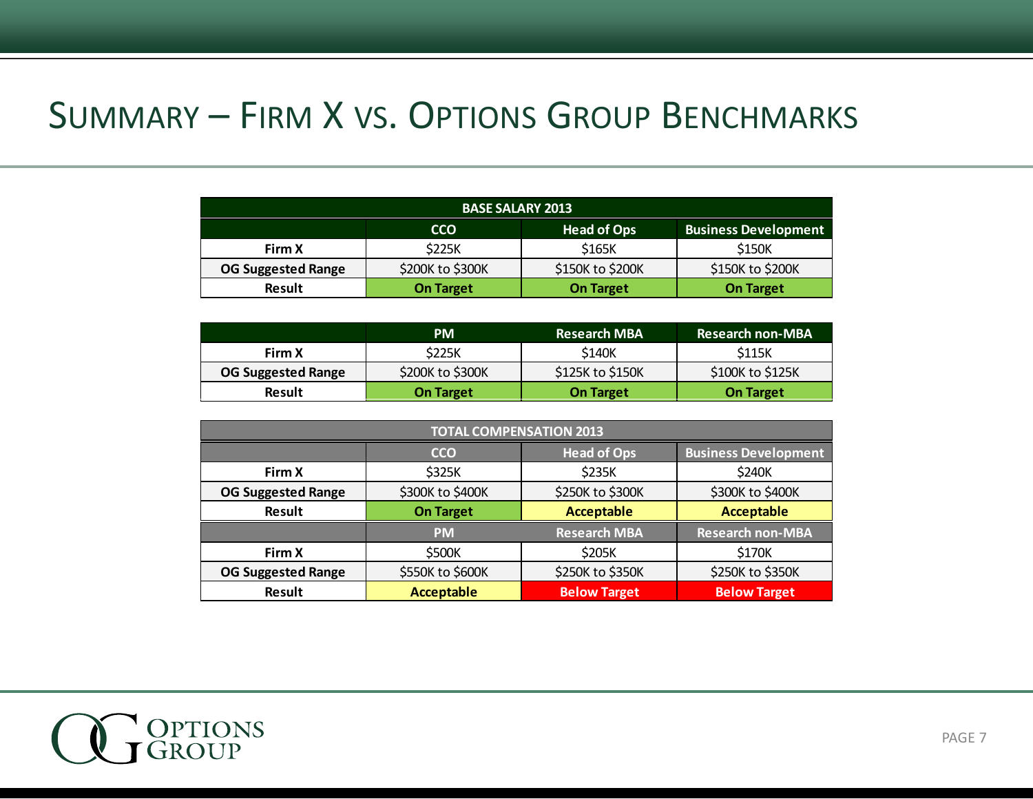# Summary – Firm X vs. Options Group Benchmarks

| BASE SALARY 2013 | | | |
|---|---|---|---|
| | CCO | Head of Ops | Business Development |
| Firm X | $225K | $165K | $150K |
| OG Suggested Range | $200K to $300K | $150K to $200K | $150K to $200K |
| Result | On Target | On Target | On Target |

| | PM | Research MBA | Research non-MBA |
|---|---|---|---|
| Firm X | $225K | $140K | $115K |
| OG Suggested Range | $200K to $300K | $125K to $150K | $100K to $125K |
| Result | On Target | On Target | On Target |

| TOTAL COMPENSATION 2013 | | | |
|---|---|---|---|
| | CCO | Head of Ops | Business Development |
| Firm X | $325K | $235K | $240K |
| OG Suggested Range | $300K to $400K | $250K to $300K | $300K to $400K |
| Result | On Target | Acceptable | Acceptable |
| | PM | Research MBA | Research non-MBA |
| Firm X | $500K | $205K | $170K |
| OG Suggested Range | $550K to $600K | $250K to $350K | $250K to $350K |
| Result | Acceptable | Below Target | Below Target |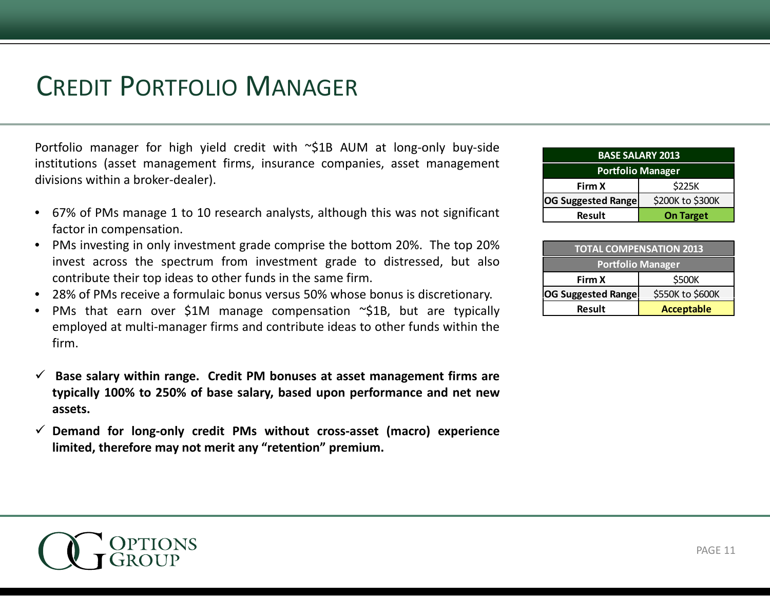# Credit Portfolio Manager

Portfolio manager for high yield credit with ~$1B AUM at long-only buy-side institutions (asset management firms, insurance companies, asset management divisions within a broker-dealer).

- 67% of PMs manage 1 to 10 research analysts, although this was not significant factor in compensation.
- PMs investing in only investment grade comprise the bottom 20%. The top 20% invest across the spectrum from investment grade to distressed, but also contribute their top ideas to other funds in the same firm.
- 28% of PMs receive a formulaic bonus versus 50% whose bonus is discretionary.
- PMs that earn over $1M manage compensation ~$1B, but are typically employed at multi-manager firms and contribute ideas to other funds within the firm.

✓ **Base salary within range. Credit PM bonuses at asset management firms are typically 100% to 250% of base salary, based upon performance and net new assets.**

✓ **Demand for long-only credit PMs without cross-asset (macro) experience limited, therefore may not merit any "retention" premium.**

| BASE SALARY 2013 | |
|---|---|
| **Portfolio Manager** | |
| **Firm X** | $225K |
| **OG Suggested Range** | $200K to $300K |
| **Result** | **On Target** |

| TOTAL COMPENSATION 2013 | |
|---|---|
| **Portfolio Manager** | |
| **Firm X** | $500K |
| **OG Suggested Range** | $550K to $600K |
| **Result** | **Acceptable** |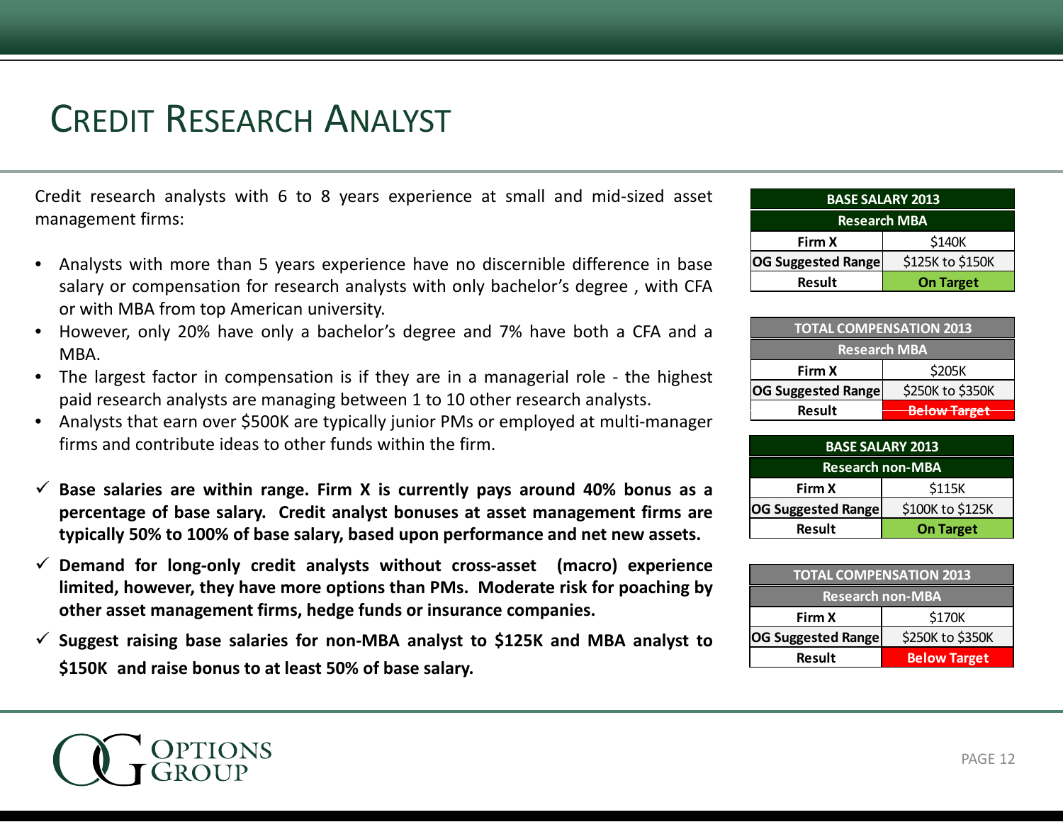# Credit Research Analyst

Credit research analysts with 6 to 8 years experience at small and mid-sized asset management firms:

- Analysts with more than 5 years experience have no discernible difference in base salary or compensation for research analysts with only bachelor's degree , with CFA or with MBA from top American university.
- However, only 20% have only a bachelor's degree and 7% have both a CFA and a MBA.
- The largest factor in compensation is if they are in a managerial role - the highest paid research analysts are managing between 1 to 10 other research analysts.
- Analysts that earn over $500K are typically junior PMs or employed at multi-manager firms and contribute ideas to other funds within the firm.

✓ **Base salaries are within range. Firm X is currently pays around 40% bonus as a percentage of base salary. Credit analyst bonuses at asset management firms are typically 50% to 100% of base salary, based upon performance and net new assets.**

✓ **Demand for long-only credit analysts without cross-asset (macro) experience limited, however, they have more options than PMs. Moderate risk for poaching by other asset management firms, hedge funds or insurance companies.**

✓ **Suggest raising base salaries for non-MBA analyst to $125K and MBA analyst to $150K and raise bonus to at least 50% of base salary.**

| BASE SALARY 2013 | |
|---|---|
| **Research MBA** | |
| **Firm X** | $140K |
| **OG Suggested Range** | $125K to $150K |
| **Result** | **On Target** |

| TOTAL COMPENSATION 2013 | |
|---|---|
| **Research MBA** | |
| **Firm X** | $205K |
| **OG Suggested Range** | $250K to $350K |
| **Result** | **Below Target** |

| BASE SALARY 2013 | |
|---|---|
| **Research non-MBA** | |
| **Firm X** | $115K |
| **OG Suggested Range** | $100K to $125K |
| **Result** | **On Target** |

| TOTAL COMPENSATION 2013 | |
|---|---|
| **Research non-MBA** | |
| **Firm X** | $170K |
| **OG Suggested Range** | $250K to $350K |
| **Result** | **Below Target** |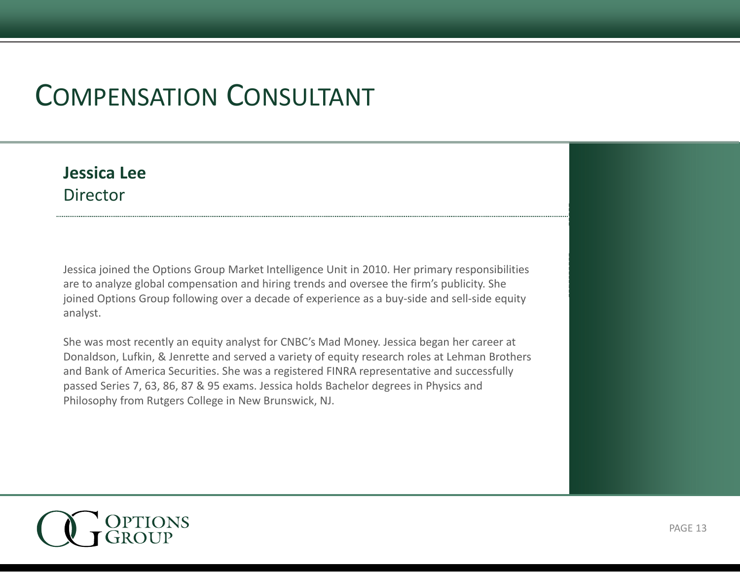# Compensation Consultant

**Jessica Lee**
Director

Jessica joined the Options Group Market Intelligence Unit in 2010. Her primary responsibilities are to analyze global compensation and hiring trends and oversee the firm's publicity. She joined Options Group following over a decade of experience as a buy-side and sell-side equity analyst.

She was most recently an equity analyst for CNBC's Mad Money. Jessica began her career at Donaldson, Lufkin, & Jenrette and served a variety of equity research roles at Lehman Brothers and Bank of America Securities. She was a registered FINRA representative and successfully passed Series 7, 63, 86, 87 & 95 exams. Jessica holds Bachelor degrees in Physics and Philosophy from Rutgers College in New Brunswick, NJ.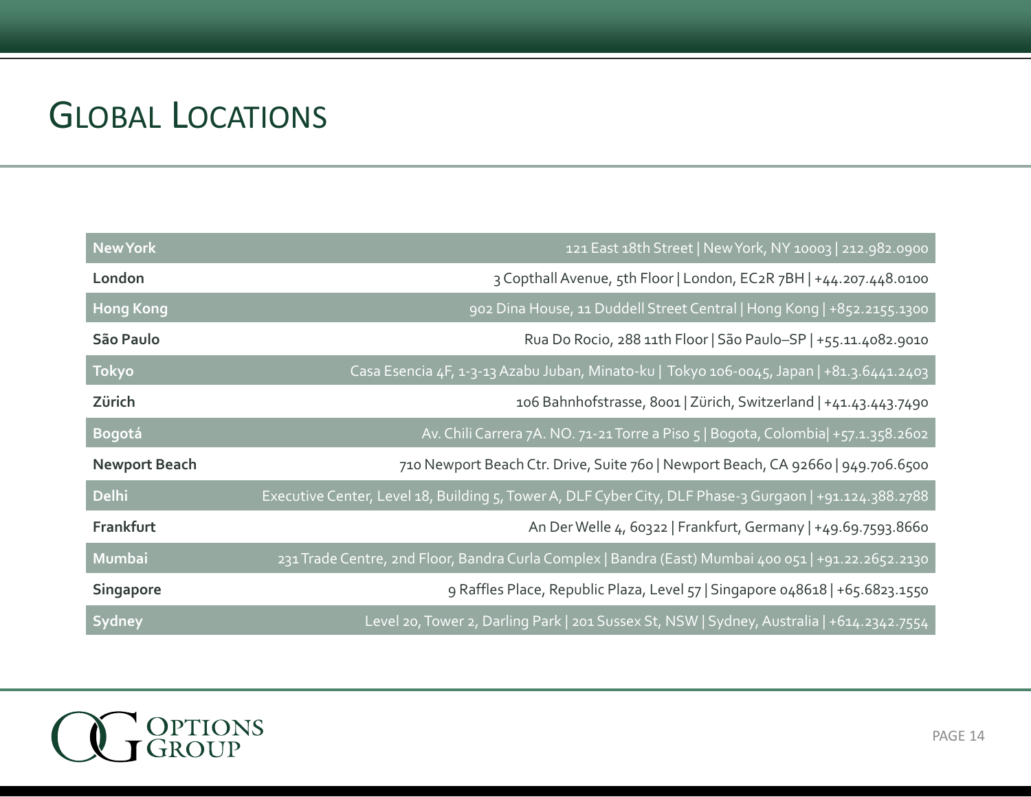# Global Locations

| | |
|---|---|
| **New York** | 121 East 18th Street \| New York, NY 10003 \| 212.982.0900 |
| **London** | 3 Copthall Avenue, 5th Floor \| London, EC2R 7BH \| +44.207.448.0100 |
| **Hong Kong** | 902 Dina House, 11 Duddell Street Central \| Hong Kong \| +852.2155.1300 |
| **São Paulo** | Rua Do Rocio, 288 11th Floor \| São Paulo–SP \| +55.11.4082.9010 |
| **Tokyo** | Casa Esencia 4F, 1-3-13 Azabu Juban, Minato-ku \| Tokyo 106-0045, Japan \| +81.3.6441.2403 |
| **Zürich** | 106 Bahnhofstrasse, 8001 \| Zürich, Switzerland \| +41.43.443.7490 |
| **Bogotá** | Av. Chili Carrera 7A. NO. 71-21 Torre a Piso 5 \| Bogota, Colombia\| +57.1.358.2602 |
| **Newport Beach** | 710 Newport Beach Ctr. Drive, Suite 760 \| Newport Beach, CA 92660 \| 949.706.6500 |
| **Delhi** | Executive Center, Level 18, Building 5, Tower A, DLF Cyber City, DLF Phase-3 Gurgaon \| +91.124.388.2788 |
| **Frankfurt** | An Der Welle 4, 60322 \| Frankfurt, Germany \| +49.69.7593.8660 |
| **Mumbai** | 231 Trade Centre, 2nd Floor, Bandra Curla Complex \| Bandra (East) Mumbai 400 051 \| +91.22.2652.2130 |
| **Singapore** | 9 Raffles Place, Republic Plaza, Level 57 \| Singapore 048618 \| +65.6823.1550 |
| **Sydney** | Level 20, Tower 2, Darling Park \| 201 Sussex St, NSW \| Sydney, Australia \| +614.2342.7554 |

Options Group